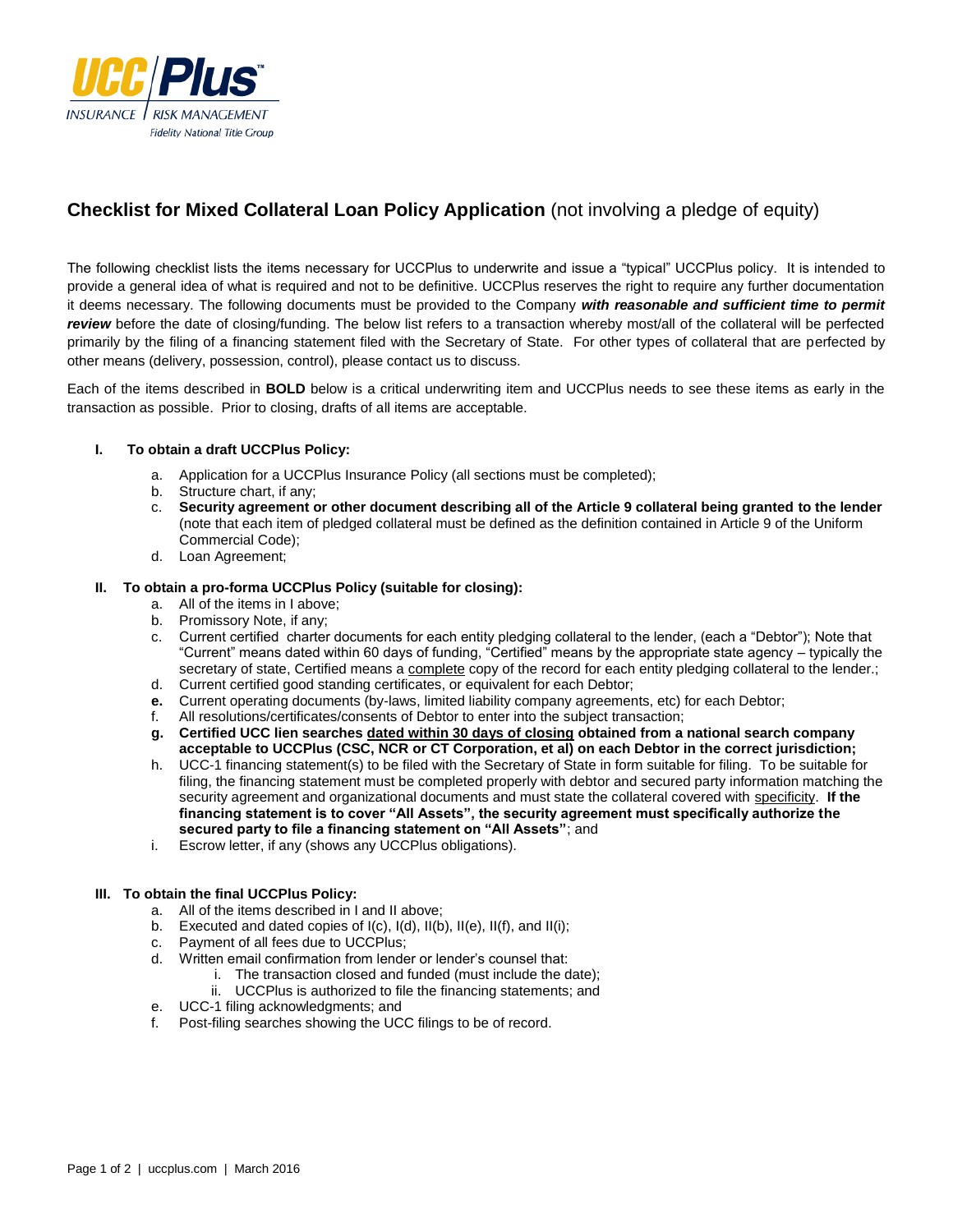# Checklist for Mixed Collateral Loan Policy Application (not involving a pledge of equity)

The following checklist lists the items necessary for UCCPlus to underwrite and issue a "typical" UCCPlus policy. It is intended to provide a general idea of what is required and not to be definitive. UCCPlus reserves the right to require any further documentation it deems necessary. The following documents must be provided to the Company ***with reasonable and sufficient time to permit review*** before the date of closing/funding. The below list refers to a transaction whereby most/all of the collateral will be perfected primarily by the filing of a financing statement filed with the Secretary of State. For other types of collateral that are perfected by other means (delivery, possession, control), please contact us to discuss.

Each of the items described in **BOLD** below is a critical underwriting item and UCCPlus needs to see these items as early in the transaction as possible. Prior to closing, drafts of all items are acceptable.

**I. To obtain a draft UCCPlus Policy:**

a. Application for a UCCPlus Insurance Policy (all sections must be completed);
b. Structure chart, if any;
c. **Security agreement or other document describing all of the Article 9 collateral being granted to the lender** (note that each item of pledged collateral must be defined as the definition contained in Article 9 of the Uniform Commercial Code);
d. Loan Agreement;

**II. To obtain a pro-forma UCCPlus Policy (suitable for closing):**

a. All of the items in I above;
b. Promissory Note, if any;
c. Current certified charter documents for each entity pledging collateral to the lender, (each a "Debtor"); Note that "Current" means dated within 60 days of funding, "Certified" means by the appropriate state agency – typically the secretary of state, Certified means a <u>complete</u> copy of the record for each entity pledging collateral to the lender.;
d. Current certified good standing certificates, or equivalent for each Debtor;
e. Current operating documents (by-laws, limited liability company agreements, etc) for each Debtor;
f. All resolutions/certificates/consents of Debtor to enter into the subject transaction;
g. **Certified UCC lien searches <u>dated within 30 days of closing</u> obtained from a national search company acceptable to UCCPlus (CSC, NCR or CT Corporation, et al) on each Debtor in the correct jurisdiction;**
h. UCC-1 financing statement(s) to be filed with the Secretary of State in form suitable for filing. To be suitable for filing, the financing statement must be completed properly with debtor and secured party information matching the security agreement and organizational documents and must state the collateral covered with <u>specificity</u>. **If the financing statement is to cover "All Assets", the security agreement must specifically authorize the secured party to file a financing statement on "All Assets"**; and
i. Escrow letter, if any (shows any UCCPlus obligations).

**III. To obtain the final UCCPlus Policy:**

a. All of the items described in I and II above;
b. Executed and dated copies of I(c), I(d), II(b), II(e), II(f), and II(i);
c. Payment of all fees due to UCCPlus;
d. Written email confirmation from lender or lender's counsel that:
    i. The transaction closed and funded (must include the date);
    ii. UCCPlus is authorized to file the financing statements; and
e. UCC-1 filing acknowledgments; and
f. Post-filing searches showing the UCC filings to be of record.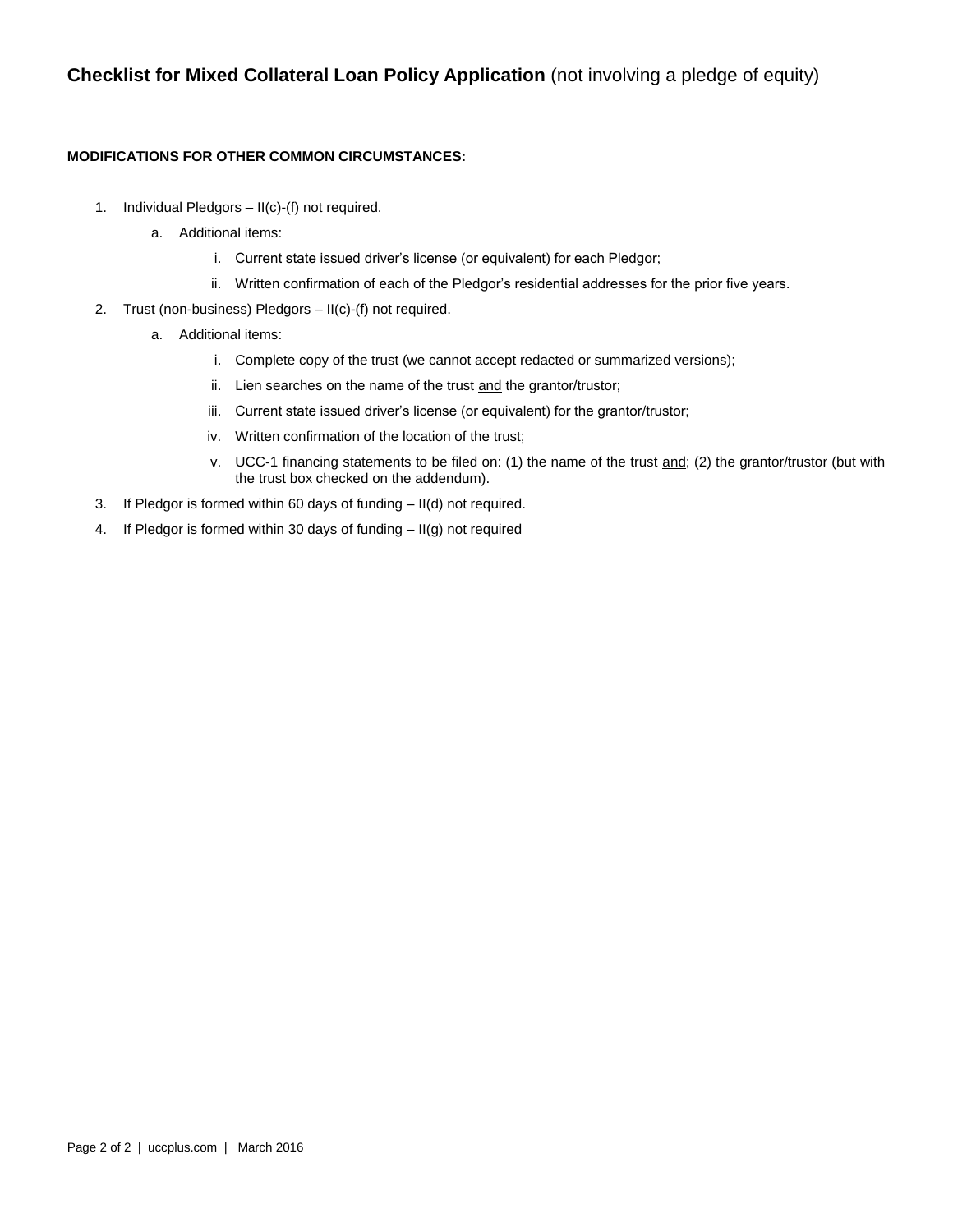## Checklist for Mixed Collateral Loan Policy Application (not involving a pledge of equity)

**MODIFICATIONS FOR OTHER COMMON CIRCUMSTANCES:**

1. Individual Pledgors – II(c)-(f) not required.
   a. Additional items:
      i. Current state issued driver's license (or equivalent) for each Pledgor;
      ii. Written confirmation of each of the Pledgor's residential addresses for the prior five years.
2. Trust (non-business) Pledgors – II(c)-(f) not required.
   a. Additional items:
      i. Complete copy of the trust (we cannot accept redacted or summarized versions);
      ii. Lien searches on the name of the trust <u>and</u> the grantor/trustor;
      iii. Current state issued driver's license (or equivalent) for the grantor/trustor;
      iv. Written confirmation of the location of the trust;
      v. UCC-1 financing statements to be filed on: (1) the name of the trust <u>and</u>; (2) the grantor/trustor (but with the trust box checked on the addendum).
3. If Pledgor is formed within 60 days of funding – II(d) not required.
4. If Pledgor is formed within 30 days of funding – II(g) not required